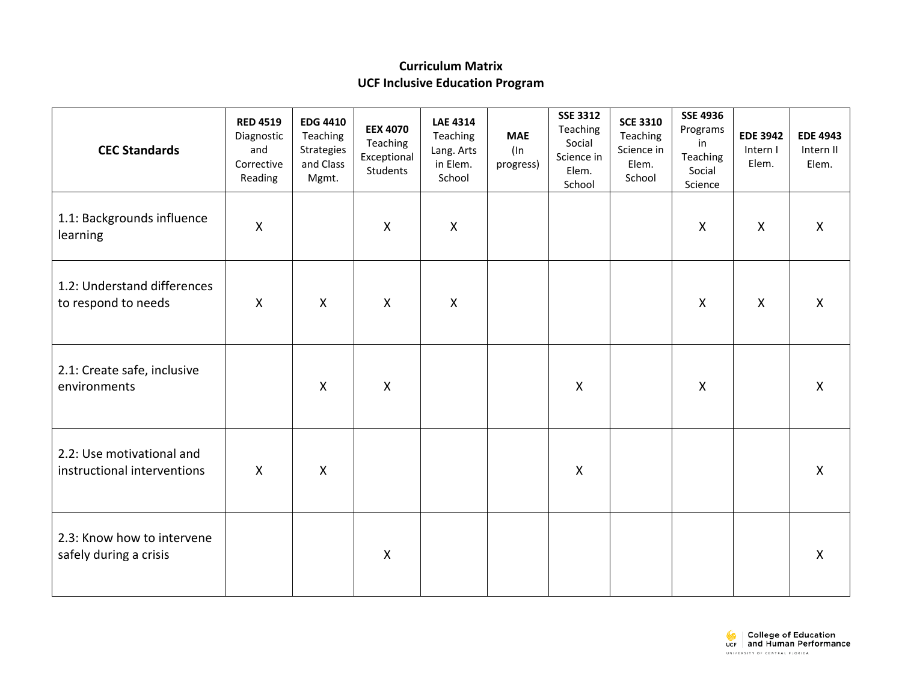# Curriculum Matrix
## UCF Inclusive Education Program

| CEC Standards | **RED 4519** Diagnostic and Corrective Reading | **EDG 4410** Teaching Strategies and Class Mgmt. | **EEX 4070** Teaching Exceptional Students | **LAE 4314** Teaching Lang. Arts in Elem. School | **MAE** (In progress) | **SSE 3312** Teaching Social Science in Elem. School | **SCE 3310** Teaching Science in Elem. School | **SSE 4936** Programs in Teaching Social Science | **EDE 3942** Intern I Elem. | **EDE 4943** Intern II Elem. |
|---|---|---|---|---|---|---|---|---|---|---|
| 1.1: Backgrounds influence learning | X | | X | X | | | | X | X | X |
| 1.2: Understand differences to respond to needs | X | X | X | X | | | | X | X | X |
| 2.1: Create safe, inclusive environments | | X | X | | | X | | X | | X |
| 2.2: Use motivational and instructional interventions | X | X | | | | X | | | | X |
| 2.3: Know how to intervene safely during a crisis | | | X | | | | | | | X |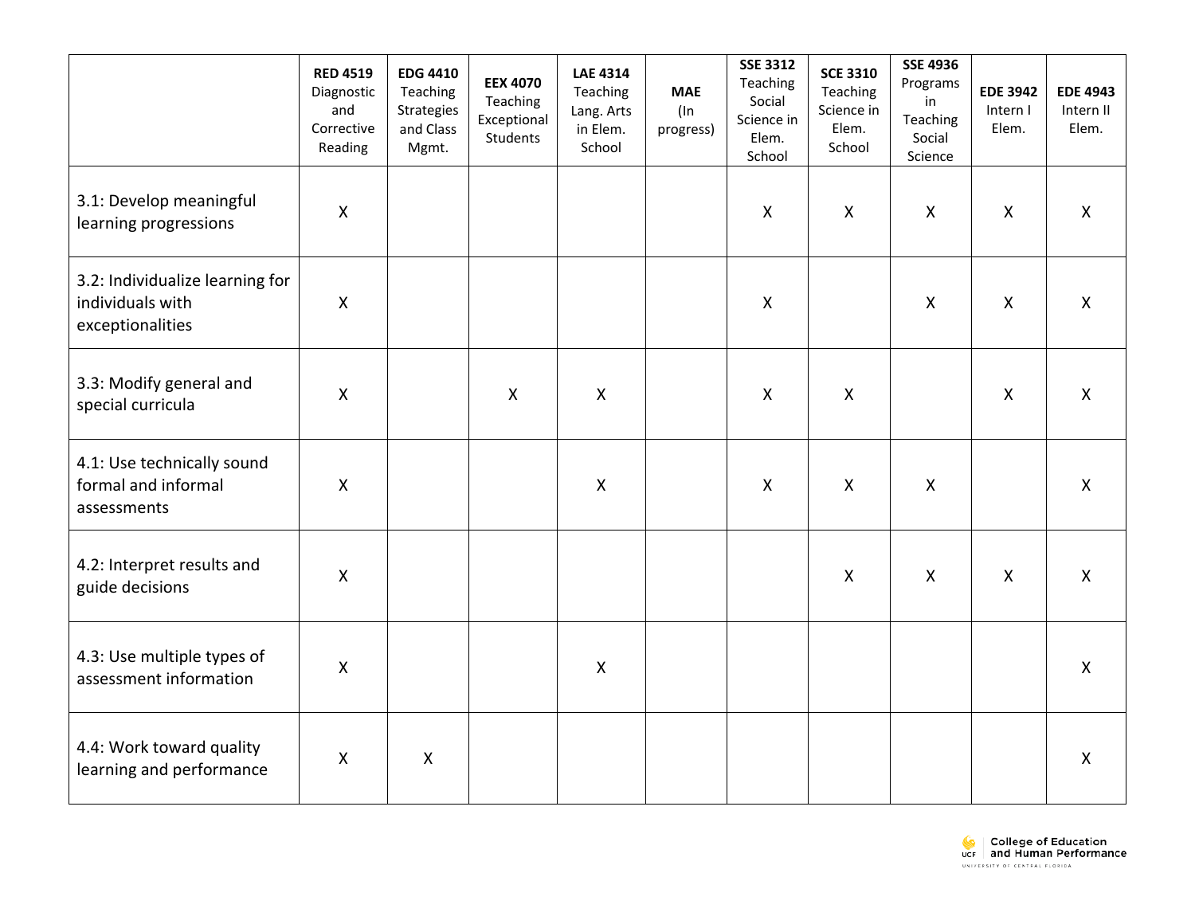| | **RED 4519** Diagnostic and Corrective Reading | **EDG 4410** Teaching Strategies and Class Mgmt. | **EEX 4070** Teaching Exceptional Students | **LAE 4314** Teaching Lang. Arts in Elem. School | **MAE** (In progress) | **SSE 3312** Teaching Social Science in Elem. School | **SCE 3310** Teaching Science in Elem. School | **SSE 4936** Programs in Teaching Social Science | **EDE 3942** Intern I Elem. | **EDE 4943** Intern II Elem. |
|---|---|---|---|---|---|---|---|---|---|---|
| 3.1: Develop meaningful learning progressions | X | | | | | X | X | X | X | X |
| 3.2: Individualize learning for individuals with exceptionalities | X | | | | | X | | X | X | X |
| 3.3: Modify general and special curricula | X | | X | X | | X | X | | X | X |
| 4.1: Use technically sound formal and informal assessments | X | | | X | | X | X | X | | X |
| 4.2: Interpret results and guide decisions | X | | | | | | X | X | X | X |
| 4.3: Use multiple types of assessment information | X | | | X | | | | | | X |
| 4.4: Work toward quality learning and performance | X | X | | | | | | | | X |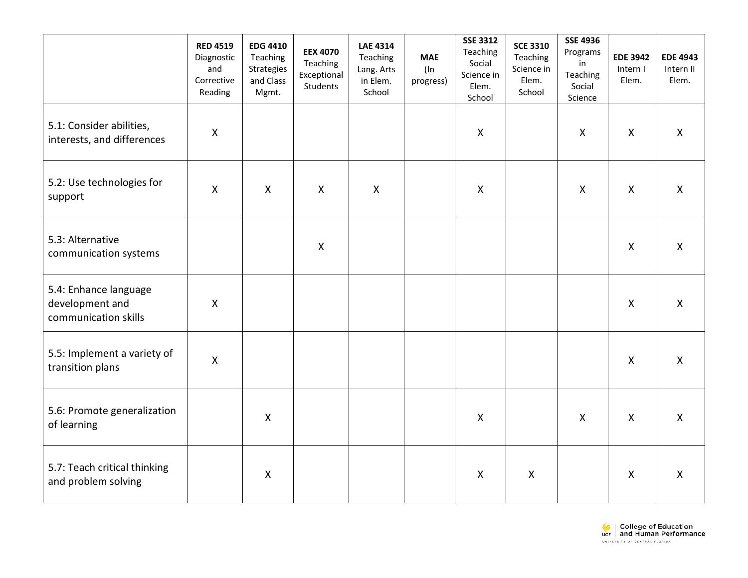| | **RED 4519** Diagnostic and Corrective Reading | **EDG 4410** Teaching Strategies and Class Mgmt. | **EEX 4070** Teaching Exceptional Students | **LAE 4314** Teaching Lang. Arts in Elem. School | **MAE** (In progress) | **SSE 3312** Teaching Social Science in Elem. School | **SCE 3310** Teaching Science in Elem. School | **SSE 4936** Programs in Teaching Social Science | **EDE 3942** Intern I Elem. | **EDE 4943** Intern II Elem. |
|---|---|---|---|---|---|---|---|---|---|---|
| 5.1: Consider abilities, interests, and differences | X | | | | | X | | X | X | X |
| 5.2: Use technologies for support | X | X | X | X | | X | | X | X | X |
| 5.3: Alternative communication systems | | | X | | | | | | X | X |
| 5.4: Enhance language development and communication skills | X | | | | | | | | X | X |
| 5.5: Implement a variety of transition plans | X | | | | | | | | X | X |
| 5.6: Promote generalization of learning | | X | | | | X | | X | X | X |
| 5.7: Teach critical thinking and problem solving | | X | | | | X | X | | X | X |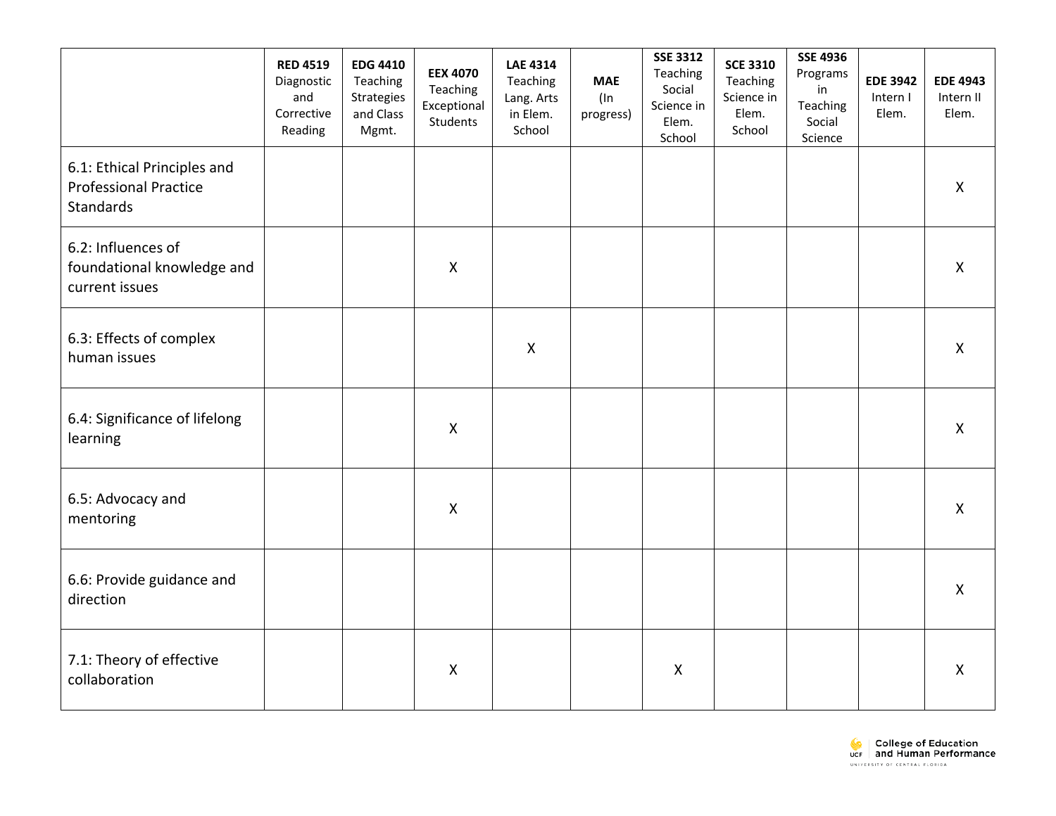| | **RED 4519** Diagnostic and Corrective Reading | **EDG 4410** Teaching Strategies and Class Mgmt. | **EEX 4070** Teaching Exceptional Students | **LAE 4314** Teaching Lang. Arts in Elem. School | **MAE** (In progress) | **SSE 3312** Teaching Social Science in Elem. School | **SCE 3310** Teaching Science in Elem. School | **SSE 4936** Programs in Teaching Social Science | **EDE 3942** Intern I Elem. | **EDE 4943** Intern II Elem. |
|---|---|---|---|---|---|---|---|---|---|---|
| 6.1: Ethical Principles and Professional Practice Standards | | | | | | | | | | X |
| 6.2: Influences of foundational knowledge and current issues | | | X | | | | | | | X |
| 6.3: Effects of complex human issues | | | | X | | | | | | X |
| 6.4: Significance of lifelong learning | | | X | | | | | | | X |
| 6.5: Advocacy and mentoring | | | X | | | | | | | X |
| 6.6: Provide guidance and direction | | | | | | | | | | X |
| 7.1: Theory of effective collaboration | | | X | | | X | | | | X |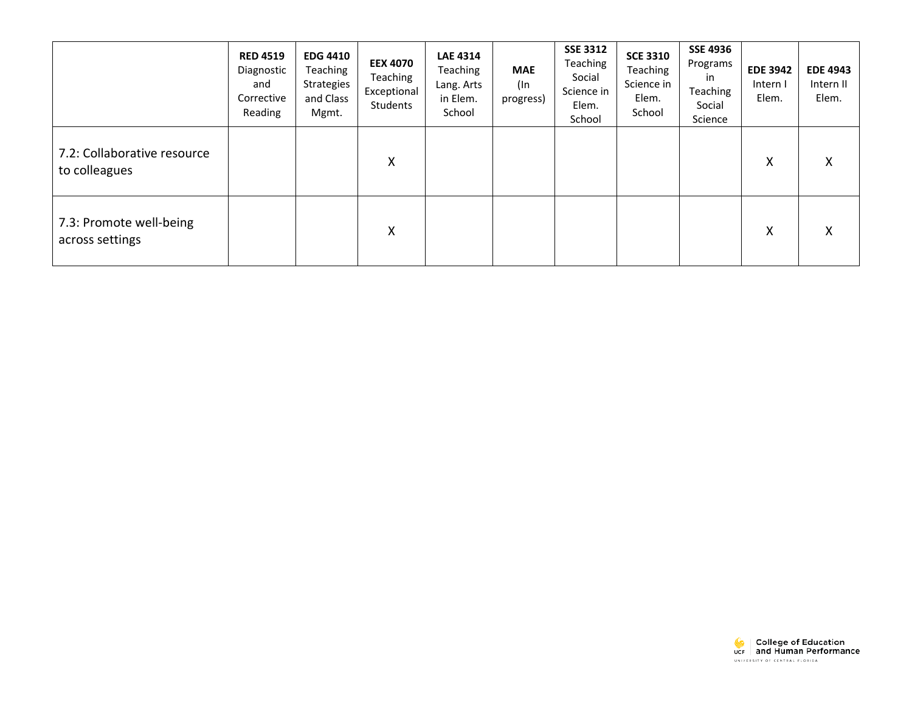| | **RED 4519** Diagnostic and Corrective Reading | **EDG 4410** Teaching Strategies and Class Mgmt. | **EEX 4070** Teaching Exceptional Students | **LAE 4314** Teaching Lang. Arts in Elem. School | **MAE** (In progress) | **SSE 3312** Teaching Social Science in Elem. School | **SCE 3310** Teaching Science in Elem. School | **SSE 4936** Programs in Teaching Social Science | **EDE 3942** Intern I Elem. | **EDE 4943** Intern II Elem. |
|---|---|---|---|---|---|---|---|---|---|---|
| 7.2: Collaborative resource to colleagues | | | X | | | | | | X | X |
| 7.3: Promote well-being across settings | | | X | | | | | | X | X |